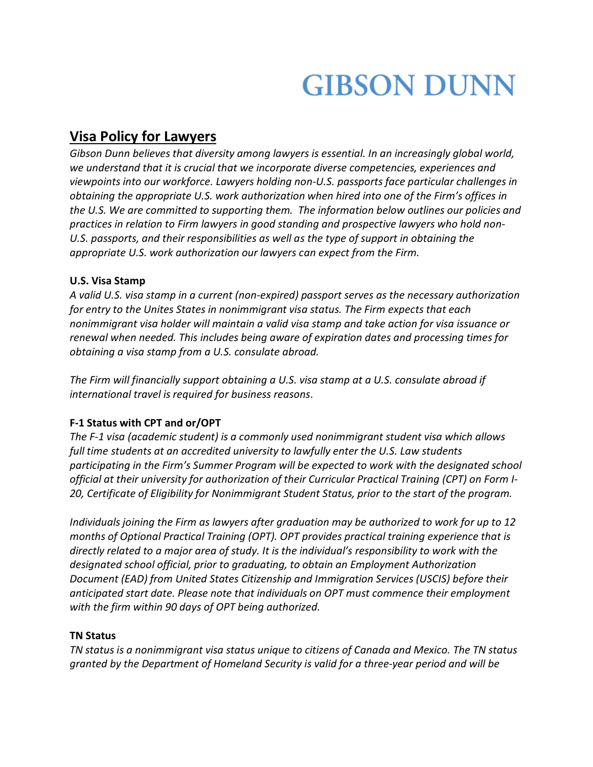# GIBSON DUNN

## Visa Policy for Lawyers

*Gibson Dunn believes that diversity among lawyers is essential. In an increasingly global world, we understand that it is crucial that we incorporate diverse competencies, experiences and viewpoints into our workforce. Lawyers holding non-U.S. passports face particular challenges in obtaining the appropriate U.S. work authorization when hired into one of the Firm's offices in the U.S. We are committed to supporting them. The information below outlines our policies and practices in relation to Firm lawyers in good standing and prospective lawyers who hold non-U.S. passports, and their responsibilities as well as the type of support in obtaining the appropriate U.S. work authorization our lawyers can expect from the Firm.*

**U.S. Visa Stamp**

*A valid U.S. visa stamp in a current (non-expired) passport serves as the necessary authorization for entry to the Unites States in nonimmigrant visa status. The Firm expects that each nonimmigrant visa holder will maintain a valid visa stamp and take action for visa issuance or renewal when needed. This includes being aware of expiration dates and processing times for obtaining a visa stamp from a U.S. consulate abroad.*

*The Firm will financially support obtaining a U.S. visa stamp at a U.S. consulate abroad if international travel is required for business reasons*.

**F-1 Status with CPT and or/OPT**

*The F-1 visa (academic student) is a commonly used nonimmigrant student visa which allows full time students at an accredited university to lawfully enter the U.S. Law students participating in the Firm's Summer Program will be expected to work with the designated school official at their university for authorization of their Curricular Practical Training (CPT) on Form I-20, Certificate of Eligibility for Nonimmigrant Student Status, prior to the start of the program.*

*Individuals joining the Firm as lawyers after graduation may be authorized to work for up to 12 months of Optional Practical Training (OPT). OPT provides practical training experience that is directly related to a major area of study. It is the individual's responsibility to work with the designated school official, prior to graduating, to obtain an Employment Authorization Document (EAD) from United States Citizenship and Immigration Services (USCIS) before their anticipated start date. Please note that individuals on OPT must commence their employment with the firm within 90 days of OPT being authorized.*

**TN Status**

*TN status is a nonimmigrant visa status unique to citizens of Canada and Mexico. The TN status granted by the Department of Homeland Security is valid for a three-year period and will be*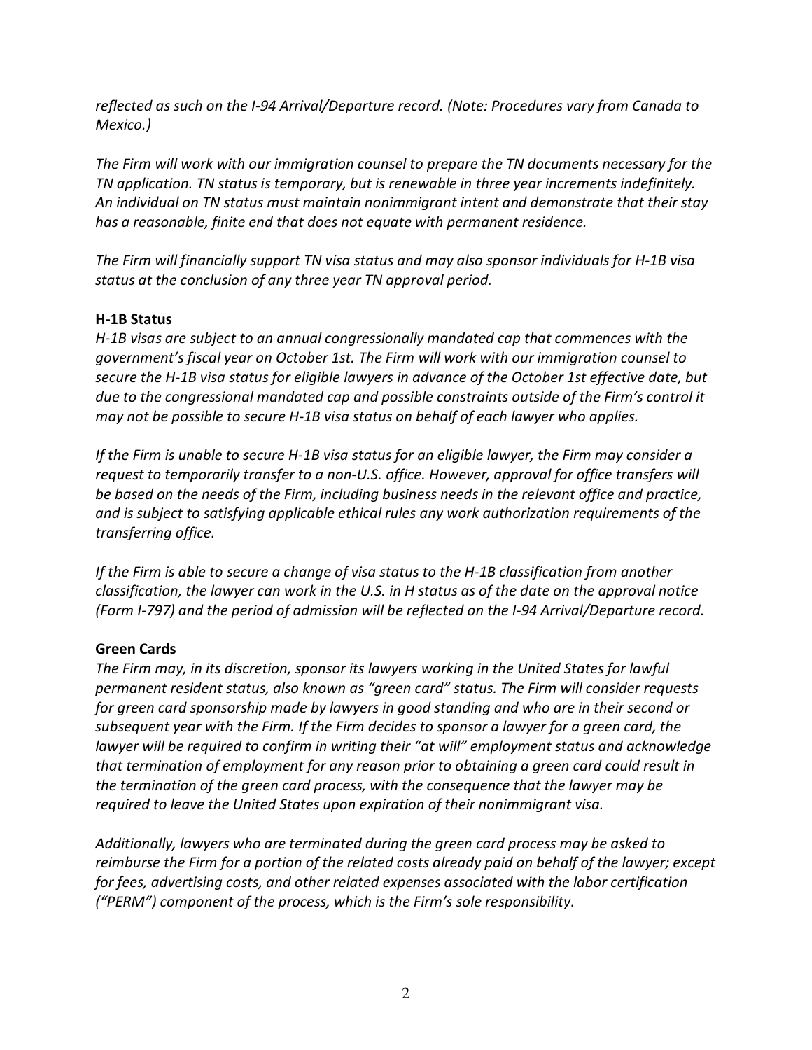*reflected as such on the I-94 Arrival/Departure record. (Note: Procedures vary from Canada to Mexico.)*

*The Firm will work with our immigration counsel to prepare the TN documents necessary for the TN application. TN status is temporary, but is renewable in three year increments indefinitely. An individual on TN status must maintain nonimmigrant intent and demonstrate that their stay has a reasonable, finite end that does not equate with permanent residence.*

*The Firm will financially support TN visa status and may also sponsor individuals for H-1B visa status at the conclusion of any three year TN approval period.*

**H-1B Status**

*H-1B visas are subject to an annual congressionally mandated cap that commences with the government's fiscal year on October 1st. The Firm will work with our immigration counsel to secure the H-1B visa status for eligible lawyers in advance of the October 1st effective date, but due to the congressional mandated cap and possible constraints outside of the Firm's control it may not be possible to secure H-1B visa status on behalf of each lawyer who applies.*

*If the Firm is unable to secure H-1B visa status for an eligible lawyer, the Firm may consider a request to temporarily transfer to a non-U.S. office. However, approval for office transfers will be based on the needs of the Firm, including business needs in the relevant office and practice, and is subject to satisfying applicable ethical rules any work authorization requirements of the transferring office.*

*If the Firm is able to secure a change of visa status to the H-1B classification from another classification, the lawyer can work in the U.S. in H status as of the date on the approval notice (Form I-797) and the period of admission will be reflected on the I-94 Arrival/Departure record.*

**Green Cards**

*The Firm may, in its discretion, sponsor its lawyers working in the United States for lawful permanent resident status, also known as "green card" status. The Firm will consider requests for green card sponsorship made by lawyers in good standing and who are in their second or subsequent year with the Firm. If the Firm decides to sponsor a lawyer for a green card, the lawyer will be required to confirm in writing their "at will" employment status and acknowledge that termination of employment for any reason prior to obtaining a green card could result in the termination of the green card process, with the consequence that the lawyer may be required to leave the United States upon expiration of their nonimmigrant visa.*

*Additionally, lawyers who are terminated during the green card process may be asked to reimburse the Firm for a portion of the related costs already paid on behalf of the lawyer; except for fees, advertising costs, and other related expenses associated with the labor certification ("PERM") component of the process, which is the Firm's sole responsibility.*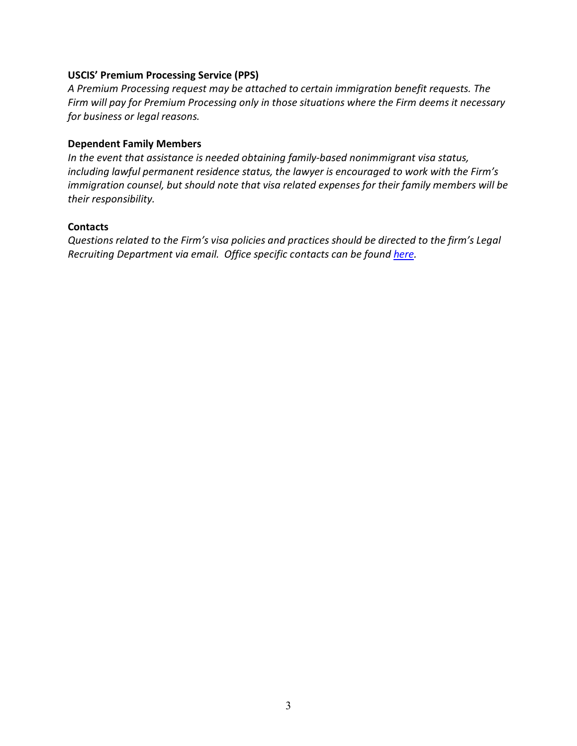**USCIS' Premium Processing Service (PPS)**

*A Premium Processing request may be attached to certain immigration benefit requests. The Firm will pay for Premium Processing only in those situations where the Firm deems it necessary for business or legal reasons.*

**Dependent Family Members**

*In the event that assistance is needed obtaining family-based nonimmigrant visa status, including lawful permanent residence status, the lawyer is encouraged to work with the Firm's immigration counsel, but should note that visa related expenses for their family members will be their responsibility.*

**Contacts**

*Questions related to the Firm's visa policies and practices should be directed to the firm's Legal Recruiting Department via email. Office specific contacts can be found here.*